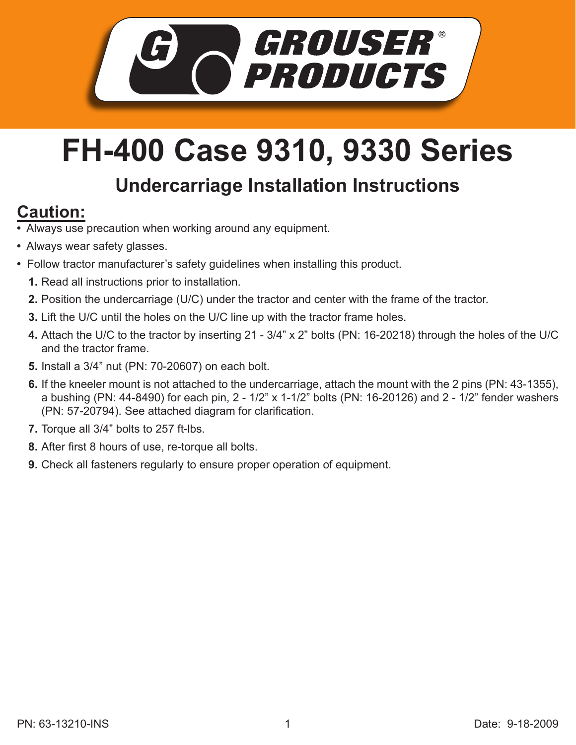GROUSER® PRODUCTS

# FH-400 Case 9310, 9330 Series

## Undercarriage Installation Instructions

## Caution:

- Always use precaution when working around any equipment.
- Always wear safety glasses.
- Follow tractor manufacturer's safety guidelines when installing this product.

1. Read all instructions prior to installation.
2. Position the undercarriage (U/C) under the tractor and center with the frame of the tractor.
3. Lift the U/C until the holes on the U/C line up with the tractor frame holes.
4. Attach the U/C to the tractor by inserting 21 - 3/4" x 2" bolts (PN: 16-20218) through the holes of the U/C and the tractor frame.
5. Install a 3/4" nut (PN: 70-20607) on each bolt.
6. If the kneeler mount is not attached to the undercarriage, attach the mount with the 2 pins (PN: 43-1355), a bushing (PN: 44-8490) for each pin, 2 - 1/2" x 1-1/2" bolts (PN: 16-20126) and 2 - 1/2" fender washers (PN: 57-20794). See attached diagram for clarification.
7. Torque all 3/4" bolts to 257 ft-lbs.
8. After first 8 hours of use, re-torque all bolts.
9. Check all fasteners regularly to ensure proper operation of equipment.

PN: 63-13210-INS

Date: 9-18-2009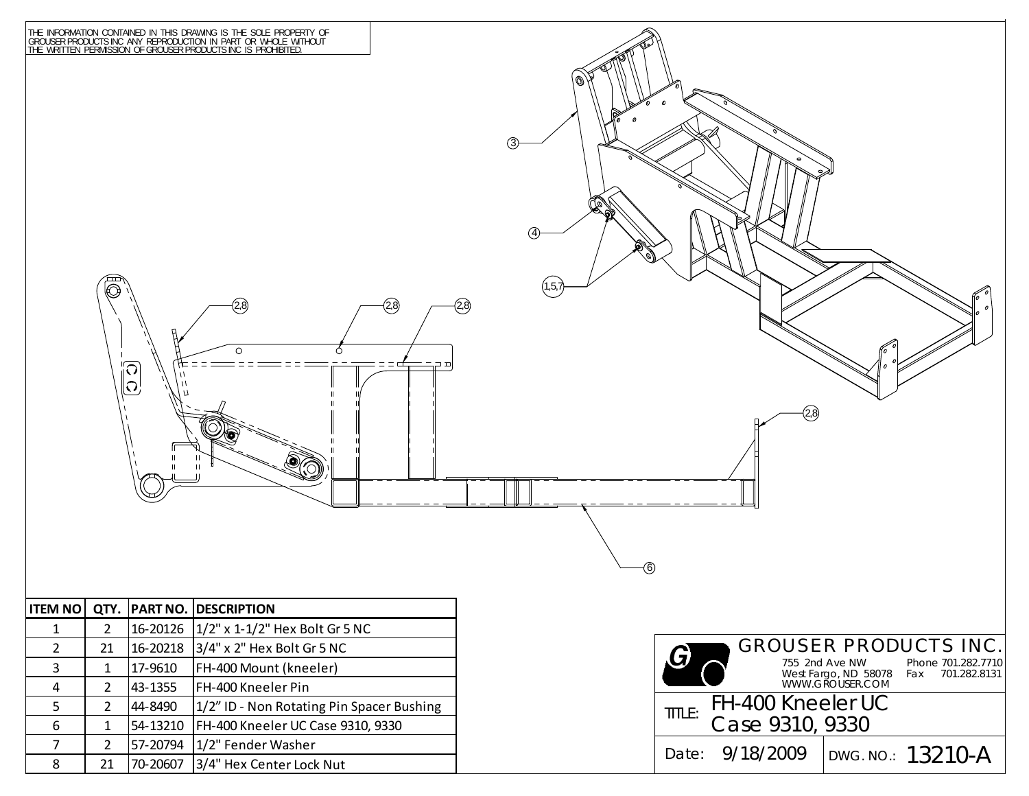THE INFORMATION CONTAINED IN THIS DRAWING IS THE SOLE PROPERTY OF GROUSER PRODUCTS INC ANY REPRODUCTION IN PART OR WHOLE WITHOUT THE WRITTEN PERMISSION OF GROUSER PRODUCTS INC IS PROHIBITED.

3

4

1,5,7

2,8

2,8

2,8

2,8

6

| ITEM NO | QTY. | PART NO. | DESCRIPTION |
|---|---|---|---|
| 1 | 2 | 16-20126 | 1/2" x 1-1/2" Hex Bolt Gr 5 NC |
| 2 | 21 | 16-20218 | 3/4" x 2" Hex Bolt Gr 5 NC |
| 3 | 1 | 17-9610 | FH-400 Mount (kneeler) |
| 4 | 2 | 43-1355 | FH-400 Kneeler Pin |
| 5 | 2 | 44-8490 | 1/2" ID - Non Rotating Pin Spacer Bushing |
| 6 | 1 | 54-13210 | FH-400 Kneeler UC Case 9310, 9330 |
| 7 | 2 | 57-20794 | 1/2" Fender Washer |
| 8 | 21 | 70-20607 | 3/4" Hex Center Lock Nut |

**GROUSER PRODUCTS INC.**
755 2nd Ave NW
West Fargo, ND 58078
WWW.GROUSER.COM
Phone 701.282.7710
Fax 701.282.8131

TITLE: FH-400 Kneeler UC Case 9310, 9330

Date: 9/18/2009

DWG. NO.: 13210-A